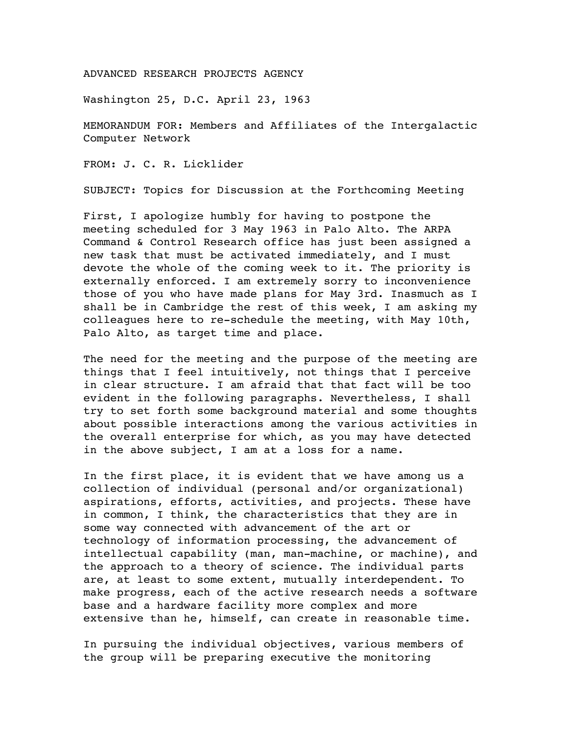ADVANCED RESEARCH PROJECTS AGENCY

Washington 25, D.C. April 23, 1963

MEMORANDUM FOR: Members and Affiliates of the Intergalactic Computer Network

FROM: J. C. R. Licklider

SUBJECT: Topics for Discussion at the Forthcoming Meeting

First, I apologize humbly for having to postpone the meeting scheduled for 3 May 1963 in Palo Alto. The ARPA Command & Control Research office has just been assigned a new task that must be activated immediately, and I must devote the whole of the coming week to it. The priority is externally enforced. I am extremely sorry to inconvenience those of you who have made plans for May 3rd. Inasmuch as I shall be in Cambridge the rest of this week, I am asking my colleagues here to re-schedule the meeting, with May 10th, Palo Alto, as target time and place.

The need for the meeting and the purpose of the meeting are things that I feel intuitively, not things that I perceive in clear structure. I am afraid that that fact will be too evident in the following paragraphs. Nevertheless, I shall try to set forth some background material and some thoughts about possible interactions among the various activities in the overall enterprise for which, as you may have detected in the above subject, I am at a loss for a name.

In the first place, it is evident that we have among us a collection of individual (personal and/or organizational) aspirations, efforts, activities, and projects. These have in common, I think, the characteristics that they are in some way connected with advancement of the art or technology of information processing, the advancement of intellectual capability (man, man-machine, or machine), and the approach to a theory of science. The individual parts are, at least to some extent, mutually interdependent. To make progress, each of the active research needs a software base and a hardware facility more complex and more extensive than he, himself, can create in reasonable time.

In pursuing the individual objectives, various members of the group will be preparing executive the monitoring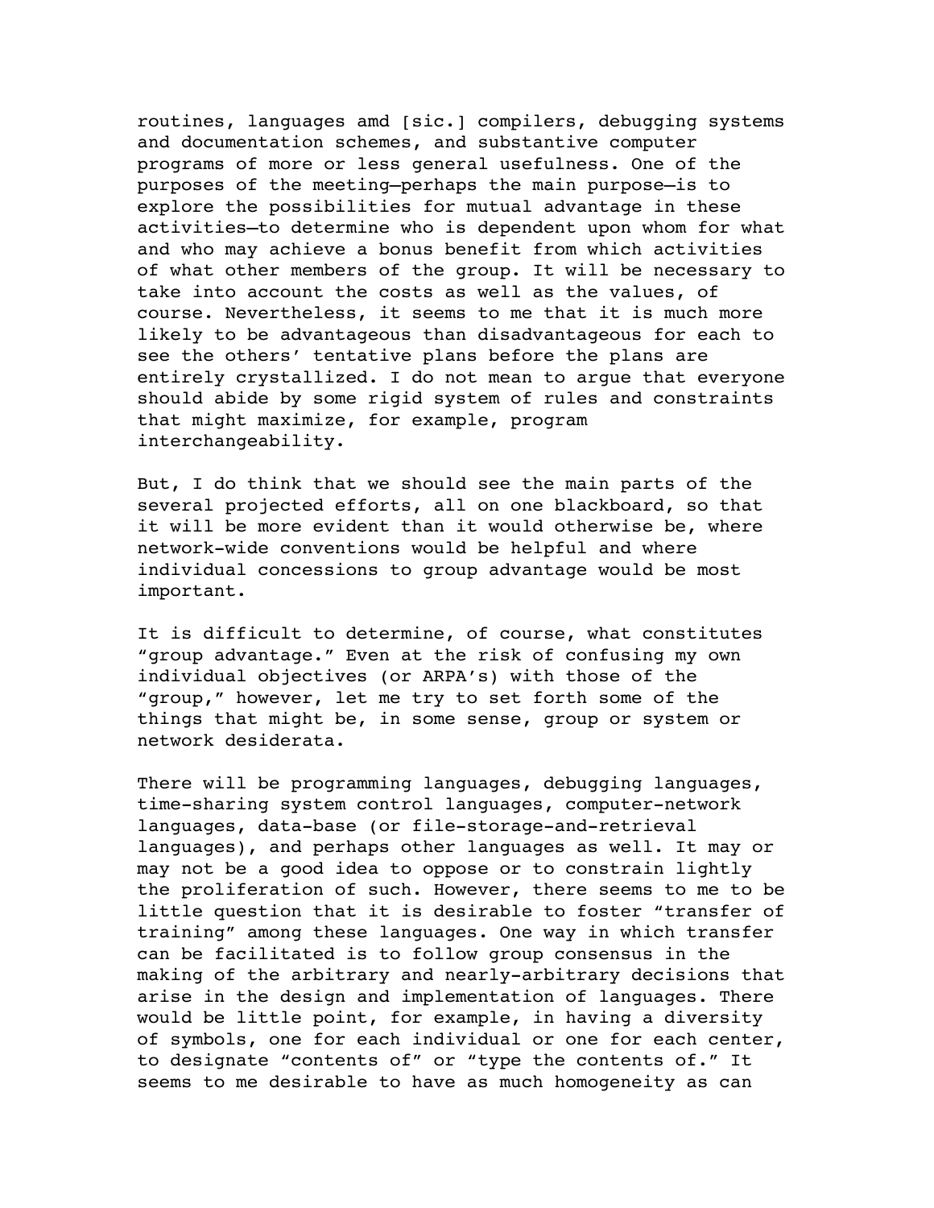routines, languages amd [sic.] compilers, debugging systems and documentation schemes, and substantive computer programs of more or less general usefulness. One of the purposes of the meeting—perhaps the main purpose—is to explore the possibilities for mutual advantage in these activities—to determine who is dependent upon whom for what and who may achieve a bonus benefit from which activities of what other members of the group. It will be necessary to take into account the costs as well as the values, of course. Nevertheless, it seems to me that it is much more likely to be advantageous than disadvantageous for each to see the others' tentative plans before the plans are entirely crystallized. I do not mean to argue that everyone should abide by some rigid system of rules and constraints that might maximize, for example, program interchangeability.

But, I do think that we should see the main parts of the several projected efforts, all on one blackboard, so that it will be more evident than it would otherwise be, where network-wide conventions would be helpful and where individual concessions to group advantage would be most important.

It is difficult to determine, of course, what constitutes "group advantage." Even at the risk of confusing my own individual objectives (or ARPA's) with those of the "group," however, let me try to set forth some of the things that might be, in some sense, group or system or network desiderata.

There will be programming languages, debugging languages, time-sharing system control languages, computer-network languages, data-base (or file-storage-and-retrieval languages), and perhaps other languages as well. It may or may not be a good idea to oppose or to constrain lightly the proliferation of such. However, there seems to me to be little question that it is desirable to foster "transfer of training" among these languages. One way in which transfer can be facilitated is to follow group consensus in the making of the arbitrary and nearly-arbitrary decisions that arise in the design and implementation of languages. There would be little point, for example, in having a diversity of symbols, one for each individual or one for each center, to designate "contents of" or "type the contents of." It seems to me desirable to have as much homogeneity as can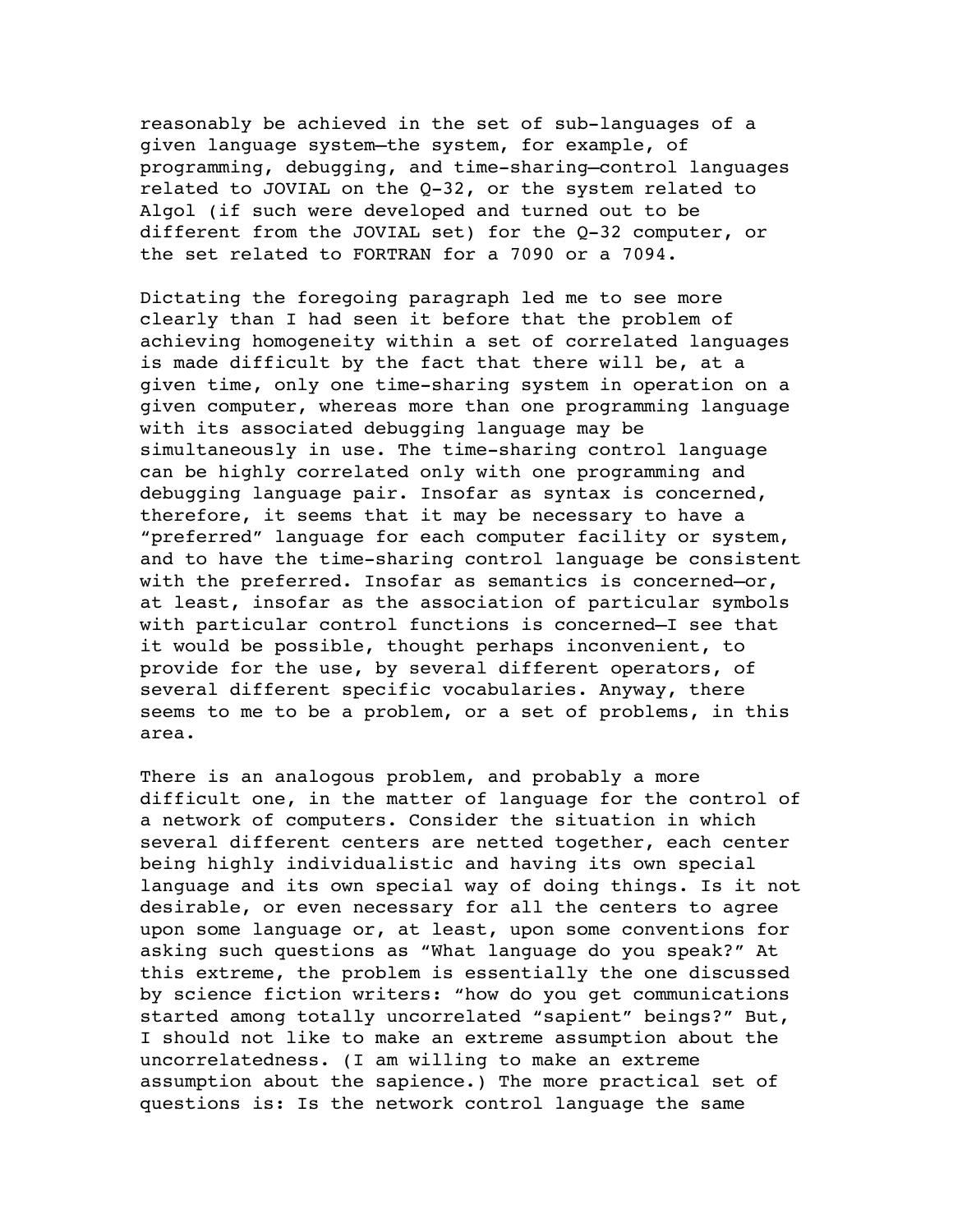reasonably be achieved in the set of sub-languages of a given language system—the system, for example, of programming, debugging, and time-sharing—control languages related to JOVIAL on the Q-32, or the system related to Algol (if such were developed and turned out to be different from the JOVIAL set) for the Q-32 computer, or the set related to FORTRAN for a 7090 or a 7094.

Dictating the foregoing paragraph led me to see more clearly than I had seen it before that the problem of achieving homogeneity within a set of correlated languages is made difficult by the fact that there will be, at a given time, only one time-sharing system in operation on a given computer, whereas more than one programming language with its associated debugging language may be simultaneously in use. The time-sharing control language can be highly correlated only with one programming and debugging language pair. Insofar as syntax is concerned, therefore, it seems that it may be necessary to have a "preferred" language for each computer facility or system, and to have the time-sharing control language be consistent with the preferred. Insofar as semantics is concerned—or, at least, insofar as the association of particular symbols with particular control functions is concerned—I see that it would be possible, thought perhaps inconvenient, to provide for the use, by several different operators, of several different specific vocabularies. Anyway, there seems to me to be a problem, or a set of problems, in this area.

There is an analogous problem, and probably a more difficult one, in the matter of language for the control of a network of computers. Consider the situation in which several different centers are netted together, each center being highly individualistic and having its own special language and its own special way of doing things. Is it not desirable, or even necessary for all the centers to agree upon some language or, at least, upon some conventions for asking such questions as "What language do you speak?" At this extreme, the problem is essentially the one discussed by science fiction writers: "how do you get communications started among totally uncorrelated "sapient" beings?" But, I should not like to make an extreme assumption about the uncorrelatedness. (I am willing to make an extreme assumption about the sapience.) The more practical set of questions is: Is the network control language the same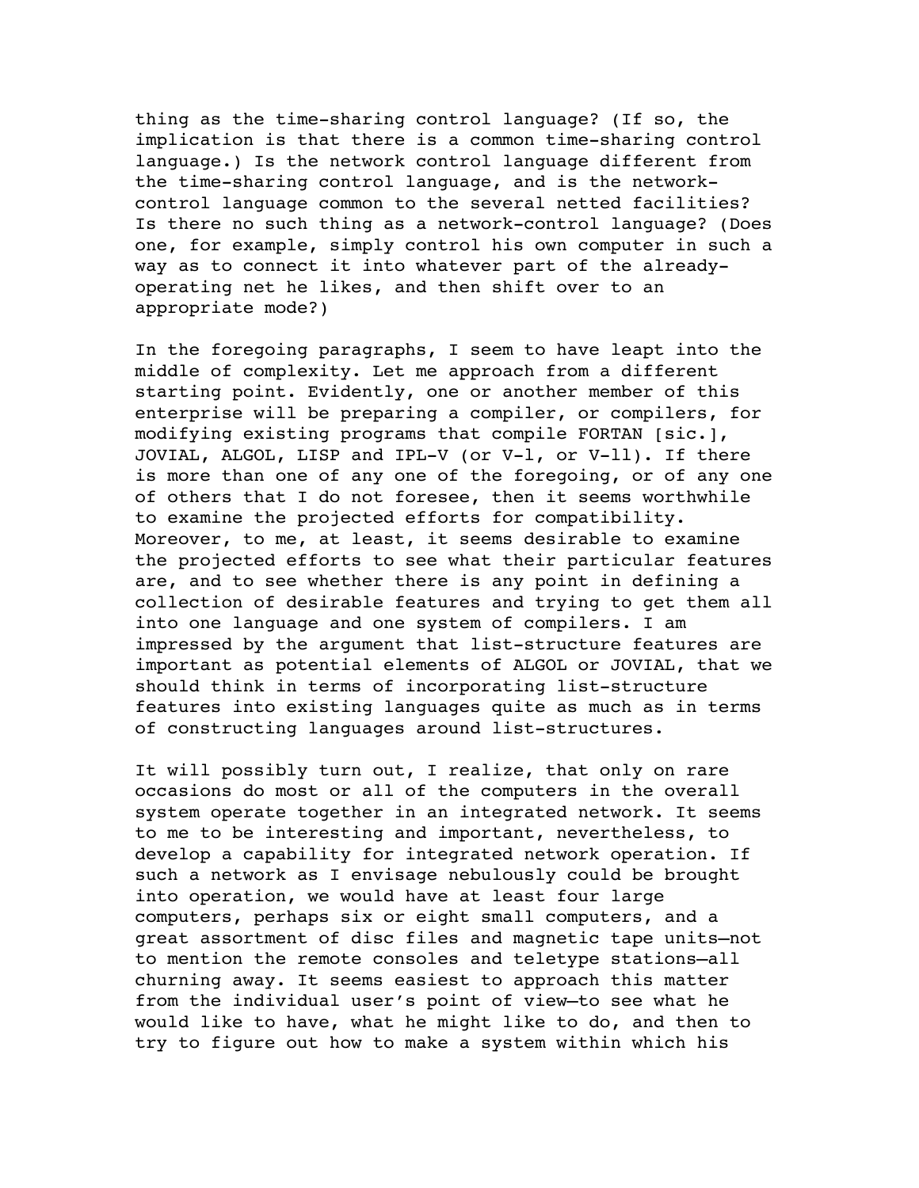thing as the time-sharing control language? (If so, the implication is that there is a common time-sharing control language.) Is the network control language different from the time-sharing control language, and is the network-control language common to the several netted facilities? Is there no such thing as a network-control language? (Does one, for example, simply control his own computer in such a way as to connect it into whatever part of the already-operating net he likes, and then shift over to an appropriate mode?)

In the foregoing paragraphs, I seem to have leapt into the middle of complexity. Let me approach from a different starting point. Evidently, one or another member of this enterprise will be preparing a compiler, or compilers, for modifying existing programs that compile FORTAN [sic.], JOVIAL, ALGOL, LISP and IPL-V (or V-l, or V-ll). If there is more than one of any one of the foregoing, or of any one of others that I do not foresee, then it seems worthwhile to examine the projected efforts for compatibility. Moreover, to me, at least, it seems desirable to examine the projected efforts to see what their particular features are, and to see whether there is any point in defining a collection of desirable features and trying to get them all into one language and one system of compilers. I am impressed by the argument that list-structure features are important as potential elements of ALGOL or JOVIAL, that we should think in terms of incorporating list-structure features into existing languages quite as much as in terms of constructing languages around list-structures.

It will possibly turn out, I realize, that only on rare occasions do most or all of the computers in the overall system operate together in an integrated network. It seems to me to be interesting and important, nevertheless, to develop a capability for integrated network operation. If such a network as I envisage nebulously could be brought into operation, we would have at least four large computers, perhaps six or eight small computers, and a great assortment of disc files and magnetic tape units—not to mention the remote consoles and teletype stations—all churning away. It seems easiest to approach this matter from the individual user's point of view—to see what he would like to have, what he might like to do, and then to try to figure out how to make a system within which his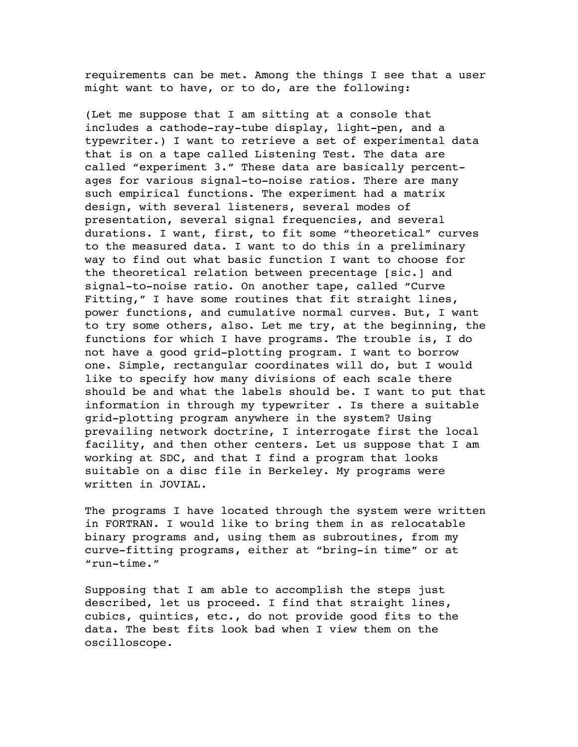requirements can be met. Among the things I see that a user might want to have, or to do, are the following:

(Let me suppose that I am sitting at a console that includes a cathode-ray-tube display, light-pen, and a typewriter.) I want to retrieve a set of experimental data that is on a tape called Listening Test. The data are called "experiment 3." These data are basically percentages for various signal-to-noise ratios. There are many such empirical functions. The experiment had a matrix design, with several listeners, several modes of presentation, several signal frequencies, and several durations. I want, first, to fit some "theoretical" curves to the measured data. I want to do this in a preliminary way to find out what basic function I want to choose for the theoretical relation between precentage [sic.] and signal-to-noise ratio. On another tape, called "Curve Fitting," I have some routines that fit straight lines, power functions, and cumulative normal curves. But, I want to try some others, also. Let me try, at the beginning, the functions for which I have programs. The trouble is, I do not have a good grid-plotting program. I want to borrow one. Simple, rectangular coordinates will do, but I would like to specify how many divisions of each scale there should be and what the labels should be. I want to put that information in through my typewriter . Is there a suitable grid-plotting program anywhere in the system? Using prevailing network doctrine, I interrogate first the local facility, and then other centers. Let us suppose that I am working at SDC, and that I find a program that looks suitable on a disc file in Berkeley. My programs were written in JOVIAL.

The programs I have located through the system were written in FORTRAN. I would like to bring them in as relocatable binary programs and, using them as subroutines, from my curve-fitting programs, either at "bring-in time" or at "run-time."

Supposing that I am able to accomplish the steps just described, let us proceed. I find that straight lines, cubics, quintics, etc., do not provide good fits to the data. The best fits look bad when I view them on the oscilloscope.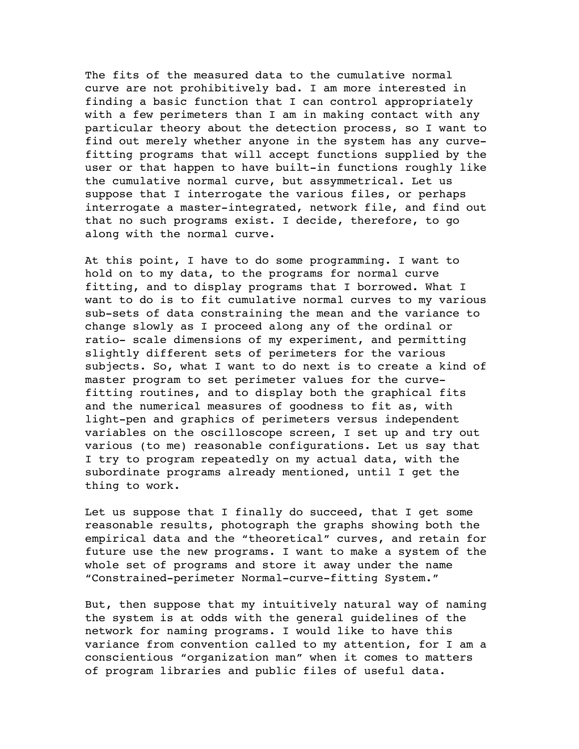The fits of the measured data to the cumulative normal curve are not prohibitively bad. I am more interested in finding a basic function that I can control appropriately with a few perimeters than I am in making contact with any particular theory about the detection process, so I want to find out merely whether anyone in the system has any curve-fitting programs that will accept functions supplied by the user or that happen to have built-in functions roughly like the cumulative normal curve, but assymmetrical. Let us suppose that I interrogate the various files, or perhaps interrogate a master-integrated, network file, and find out that no such programs exist. I decide, therefore, to go along with the normal curve.

At this point, I have to do some programming. I want to hold on to my data, to the programs for normal curve fitting, and to display programs that I borrowed. What I want to do is to fit cumulative normal curves to my various sub-sets of data constraining the mean and the variance to change slowly as I proceed along any of the ordinal or ratio- scale dimensions of my experiment, and permitting slightly different sets of perimeters for the various subjects. So, what I want to do next is to create a kind of master program to set perimeter values for the curve-fitting routines, and to display both the graphical fits and the numerical measures of goodness to fit as, with light-pen and graphics of perimeters versus independent variables on the oscilloscope screen, I set up and try out various (to me) reasonable configurations. Let us say that I try to program repeatedly on my actual data, with the subordinate programs already mentioned, until I get the thing to work.

Let us suppose that I finally do succeed, that I get some reasonable results, photograph the graphs showing both the empirical data and the "theoretical" curves, and retain for future use the new programs. I want to make a system of the whole set of programs and store it away under the name "Constrained-perimeter Normal-curve-fitting System."

But, then suppose that my intuitively natural way of naming the system is at odds with the general guidelines of the network for naming programs. I would like to have this variance from convention called to my attention, for I am a conscientious "organization man" when it comes to matters of program libraries and public files of useful data.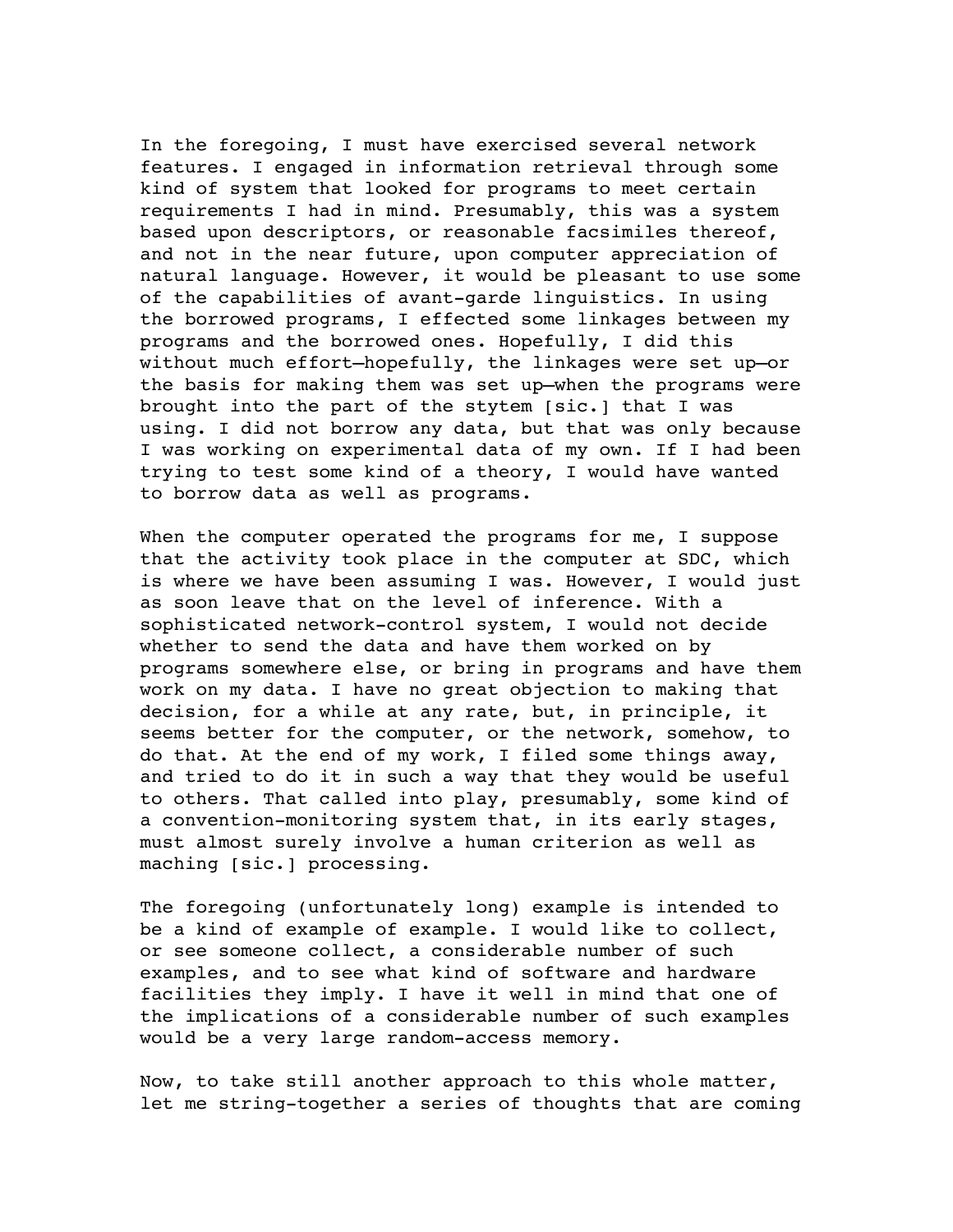In the foregoing, I must have exercised several network features. I engaged in information retrieval through some kind of system that looked for programs to meet certain requirements I had in mind. Presumably, this was a system based upon descriptors, or reasonable facsimiles thereof, and not in the near future, upon computer appreciation of natural language. However, it would be pleasant to use some of the capabilities of avant-garde linguistics. In using the borrowed programs, I effected some linkages between my programs and the borrowed ones. Hopefully, I did this without much effort—hopefully, the linkages were set up—or the basis for making them was set up—when the programs were brought into the part of the stytem [sic.] that I was using. I did not borrow any data, but that was only because I was working on experimental data of my own. If I had been trying to test some kind of a theory, I would have wanted to borrow data as well as programs.

When the computer operated the programs for me, I suppose that the activity took place in the computer at SDC, which is where we have been assuming I was. However, I would just as soon leave that on the level of inference. With a sophisticated network-control system, I would not decide whether to send the data and have them worked on by programs somewhere else, or bring in programs and have them work on my data. I have no great objection to making that decision, for a while at any rate, but, in principle, it seems better for the computer, or the network, somehow, to do that. At the end of my work, I filed some things away, and tried to do it in such a way that they would be useful to others. That called into play, presumably, some kind of a convention-monitoring system that, in its early stages, must almost surely involve a human criterion as well as maching [sic.] processing.

The foregoing (unfortunately long) example is intended to be a kind of example of example. I would like to collect, or see someone collect, a considerable number of such examples, and to see what kind of software and hardware facilities they imply. I have it well in mind that one of the implications of a considerable number of such examples would be a very large random-access memory.

Now, to take still another approach to this whole matter, let me string-together a series of thoughts that are coming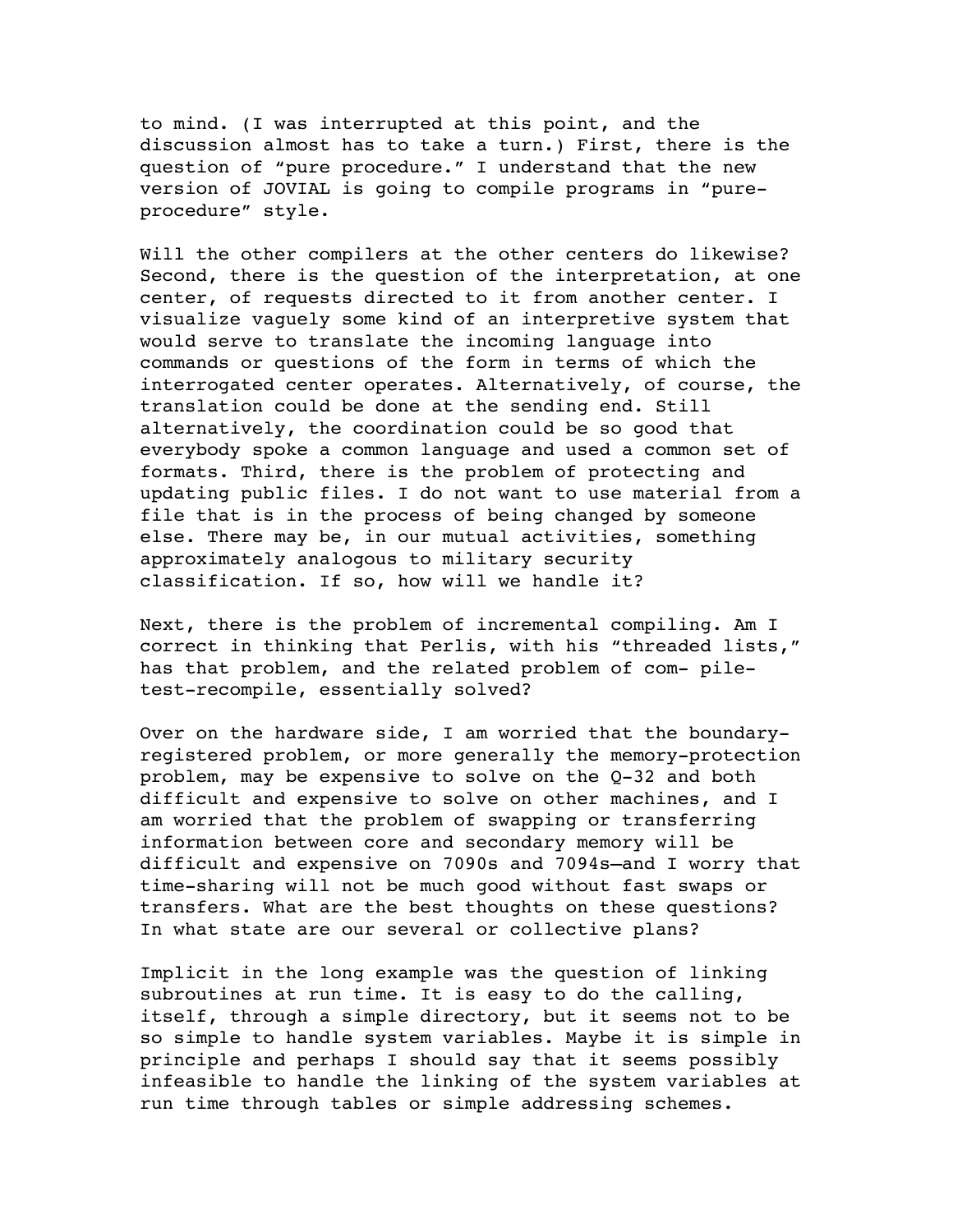to mind. (I was interrupted at this point, and the discussion almost has to take a turn.) First, there is the question of “pure procedure.” I understand that the new version of JOVIAL is going to compile programs in “pure-procedure” style.

Will the other compilers at the other centers do likewise? Second, there is the question of the interpretation, at one center, of requests directed to it from another center. I visualize vaguely some kind of an interpretive system that would serve to translate the incoming language into commands or questions of the form in terms of which the interrogated center operates. Alternatively, of course, the translation could be done at the sending end. Still alternatively, the coordination could be so good that everybody spoke a common language and used a common set of formats. Third, there is the problem of protecting and updating public files. I do not want to use material from a file that is in the process of being changed by someone else. There may be, in our mutual activities, something approximately analogous to military security classification. If so, how will we handle it?

Next, there is the problem of incremental compiling. Am I correct in thinking that Perlis, with his “threaded lists,” has that problem, and the related problem of com- pile-test-recompile, essentially solved?

Over on the hardware side, I am worried that the boundary-registered problem, or more generally the memory-protection problem, may be expensive to solve on the Q-32 and both difficult and expensive to solve on other machines, and I am worried that the problem of swapping or transferring information between core and secondary memory will be difficult and expensive on 7090s and 7094s—and I worry that time-sharing will not be much good without fast swaps or transfers. What are the best thoughts on these questions? In what state are our several or collective plans?

Implicit in the long example was the question of linking subroutines at run time. It is easy to do the calling, itself, through a simple directory, but it seems not to be so simple to handle system variables. Maybe it is simple in principle and perhaps I should say that it seems possibly infeasible to handle the linking of the system variables at run time through tables or simple addressing schemes.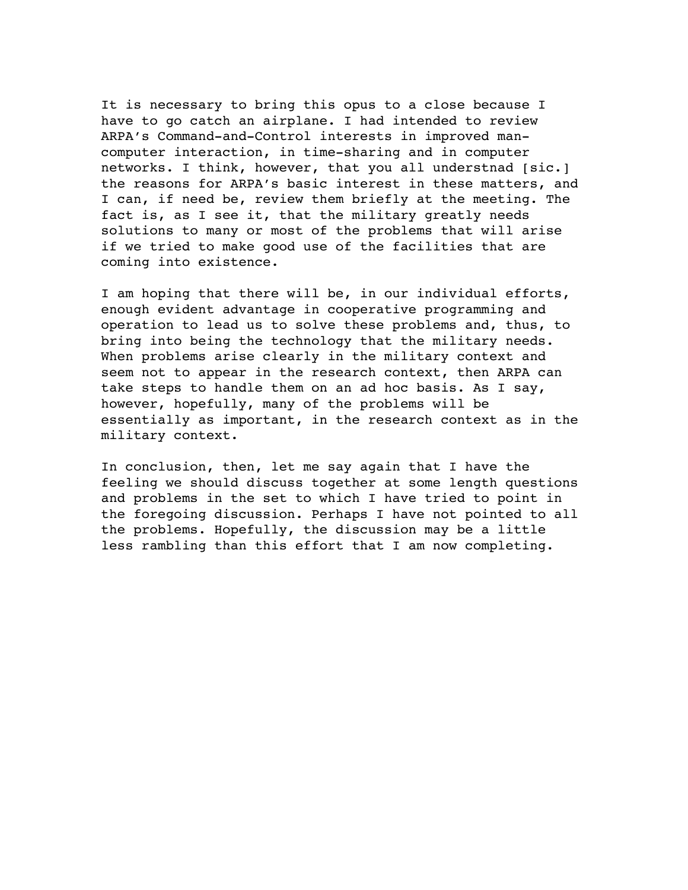It is necessary to bring this opus to a close because I have to go catch an airplane. I had intended to review ARPA's Command-and-Control interests in improved man-computer interaction, in time-sharing and in computer networks. I think, however, that you all understnad [sic.] the reasons for ARPA's basic interest in these matters, and I can, if need be, review them briefly at the meeting. The fact is, as I see it, that the military greatly needs solutions to many or most of the problems that will arise if we tried to make good use of the facilities that are coming into existence.

I am hoping that there will be, in our individual efforts, enough evident advantage in cooperative programming and operation to lead us to solve these problems and, thus, to bring into being the technology that the military needs. When problems arise clearly in the military context and seem not to appear in the research context, then ARPA can take steps to handle them on an ad hoc basis. As I say, however, hopefully, many of the problems will be essentially as important, in the research context as in the military context.

In conclusion, then, let me say again that I have the feeling we should discuss together at some length questions and problems in the set to which I have tried to point in the foregoing discussion. Perhaps I have not pointed to all the problems. Hopefully, the discussion may be a little less rambling than this effort that I am now completing.